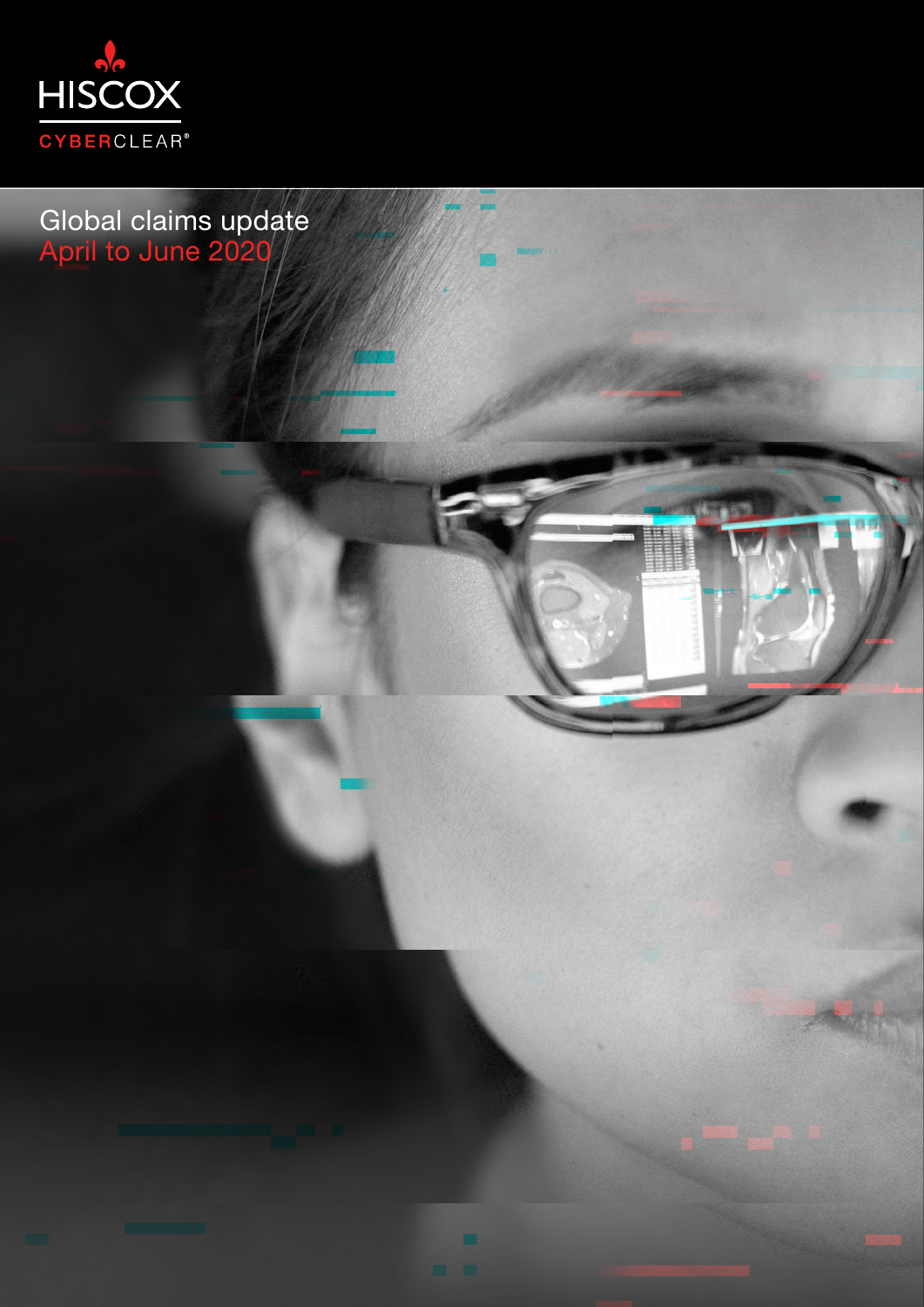HISCOX

CYBERCLEAR®

# Global claims update

## April to June 2020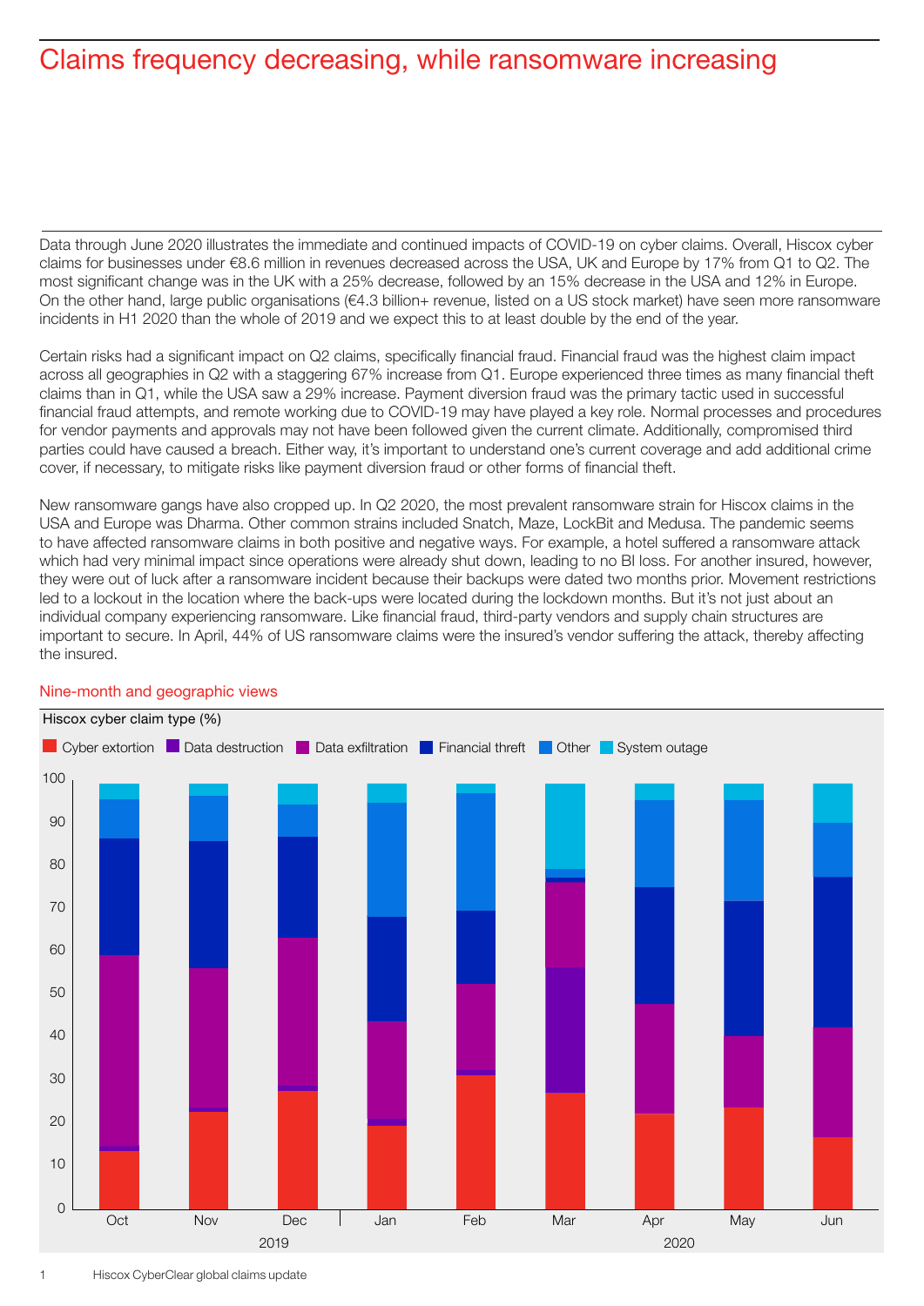# Claims frequency decreasing, while ransomware increasing

Data through June 2020 illustrates the immediate and continued impacts of COVID-19 on cyber claims. Overall, Hiscox cyber claims for businesses under €8.6 million in revenues decreased across the USA, UK and Europe by 17% from Q1 to Q2. The most significant change was in the UK with a 25% decrease, followed by an 15% decrease in the USA and 12% in Europe. On the other hand, large public organisations (€4.3 billion+ revenue, listed on a US stock market) have seen more ransomware incidents in H1 2020 than the whole of 2019 and we expect this to at least double by the end of the year.

Certain risks had a significant impact on Q2 claims, specifically financial fraud. Financial fraud was the highest claim impact across all geographies in Q2 with a staggering 67% increase from Q1. Europe experienced three times as many financial theft claims than in Q1, while the USA saw a 29% increase. Payment diversion fraud was the primary tactic used in successful financial fraud attempts, and remote working due to COVID-19 may have played a key role. Normal processes and procedures for vendor payments and approvals may not have been followed given the current climate. Additionally, compromised third parties could have caused a breach. Either way, it's important to understand one's current coverage and add additional crime cover, if necessary, to mitigate risks like payment diversion fraud or other forms of financial theft.

New ransomware gangs have also cropped up. In Q2 2020, the most prevalent ransomware strain for Hiscox claims in the USA and Europe was Dharma. Other common strains included Snatch, Maze, LockBit and Medusa. The pandemic seems to have affected ransomware claims in both positive and negative ways. For example, a hotel suffered a ransomware attack which had very minimal impact since operations were already shut down, leading to no BI loss. For another insured, however, they were out of luck after a ransomware incident because their backups were dated two months prior. Movement restrictions led to a lockout in the location where the back-ups were located during the lockdown months. But it's not just about an individual company experiencing ransomware. Like financial fraud, third-party vendors and supply chain structures are important to secure. In April, 44% of US ransomware claims were the insured's vendor suffering the attack, thereby affecting the insured.

## Nine-month and geographic views

Hiscox cyber claim type (%)

Legend: Cyber extortion, Data destruction, Data exfiltration, Financial threft, Other, System outage

Chart: stacked bars for Oct, Nov, Dec (2019) and Jan, Feb, Mar, Apr, May, Jun (2020); y-axis 0–100.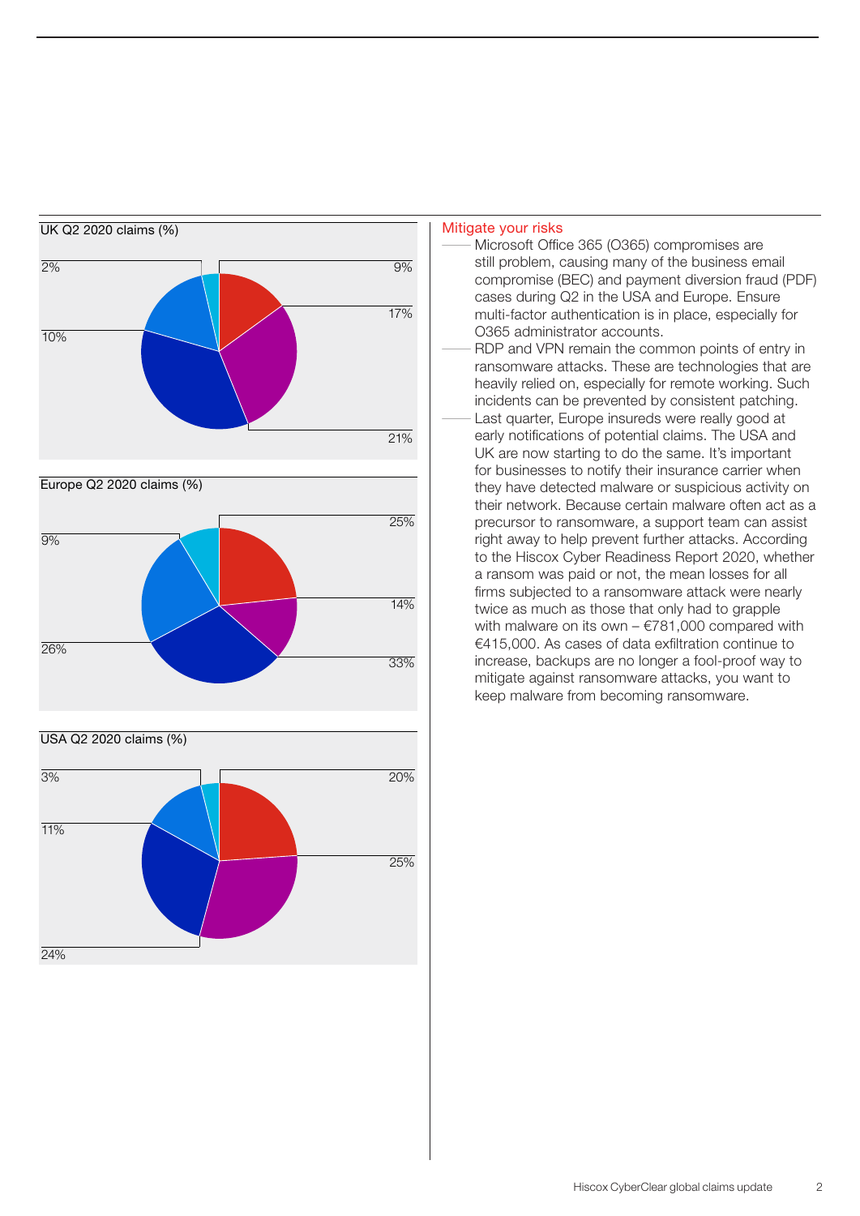UK Q2 2020 claims (%)

2%

9%

17%

10%

21%

Europe Q2 2020 claims (%)

9%

25%

14%

26%

33%

USA Q2 2020 claims (%)

3%

20%

11%

25%

24%

## Mitigate your risks

- Microsoft Office 365 (O365) compromises are still problem, causing many of the business email compromise (BEC) and payment diversion fraud (PDF) cases during Q2 in the USA and Europe. Ensure multi-factor authentication is in place, especially for O365 administrator accounts.
- RDP and VPN remain the common points of entry in ransomware attacks. These are technologies that are heavily relied on, especially for remote working. Such incidents can be prevented by consistent patching.
- Last quarter, Europe insureds were really good at early notifications of potential claims. The USA and UK are now starting to do the same. It's important for businesses to notify their insurance carrier when they have detected malware or suspicious activity on their network. Because certain malware often act as a precursor to ransomware, a support team can assist right away to help prevent further attacks. According to the Hiscox Cyber Readiness Report 2020, whether a ransom was paid or not, the mean losses for all firms subjected to a ransomware attack were nearly twice as much as those that only had to grapple with malware on its own – €781,000 compared with €415,000. As cases of data exfiltration continue to increase, backups are no longer a fool-proof way to mitigate against ransomware attacks, you want to keep malware from becoming ransomware.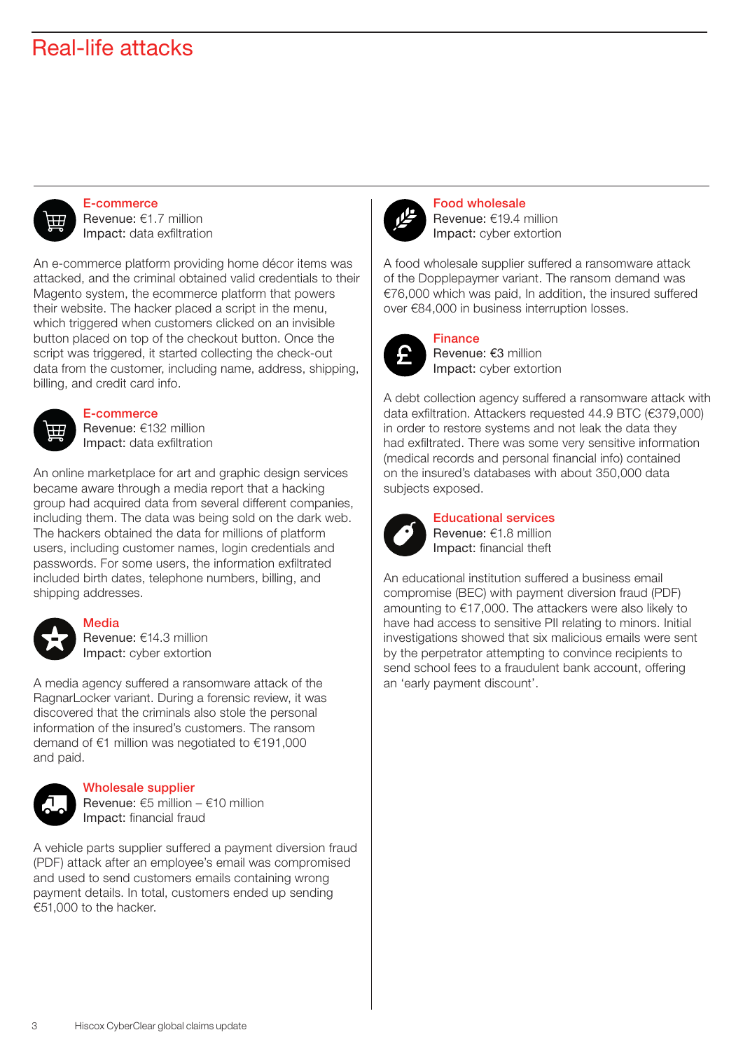# Real-life attacks

### E-commerce

**Revenue:** €1.7 million
**Impact:** data exfiltration

An e-commerce platform providing home décor items was attacked, and the criminal obtained valid credentials to their Magento system, the ecommerce platform that powers their website. The hacker placed a script in the menu, which triggered when customers clicked on an invisible button placed on top of the checkout button. Once the script was triggered, it started collecting the check-out data from the customer, including name, address, shipping, billing, and credit card info.

### E-commerce

**Revenue:** €132 million
**Impact:** data exfiltration

An online marketplace for art and graphic design services became aware through a media report that a hacking group had acquired data from several different companies, including them. The data was being sold on the dark web. The hackers obtained the data for millions of platform users, including customer names, login credentials and passwords. For some users, the information exfiltrated included birth dates, telephone numbers, billing, and shipping addresses.

### Media

**Revenue:** €14.3 million
**Impact:** cyber extortion

A media agency suffered a ransomware attack of the RagnarLocker variant. During a forensic review, it was discovered that the criminals also stole the personal information of the insured's customers. The ransom demand of €1 million was negotiated to €191,000 and paid.

### Wholesale supplier

**Revenue:** €5 million – €10 million
**Impact:** financial fraud

A vehicle parts supplier suffered a payment diversion fraud (PDF) attack after an employee's email was compromised and used to send customers emails containing wrong payment details. In total, customers ended up sending €51,000 to the hacker.

### Food wholesale

**Revenue:** €19.4 million
**Impact:** cyber extortion

A food wholesale supplier suffered a ransomware attack of the Dopplepaymer variant. The ransom demand was €76,000 which was paid, In addition, the insured suffered over €84,000 in business interruption losses.

### Finance

**Revenue:** €3 million
**Impact:** cyber extortion

A debt collection agency suffered a ransomware attack with data exfiltration. Attackers requested 44.9 BTC (€379,000) in order to restore systems and not leak the data they had exfiltrated. There was some very sensitive information (medical records and personal financial info) contained on the insured's databases with about 350,000 data subjects exposed.

### Educational services

**Revenue:** €1.8 million
**Impact:** financial theft

An educational institution suffered a business email compromise (BEC) with payment diversion fraud (PDF) amounting to €17,000. The attackers were also likely to have had access to sensitive PII relating to minors. Initial investigations showed that six malicious emails were sent by the perpetrator attempting to convince recipients to send school fees to a fraudulent bank account, offering an 'early payment discount'.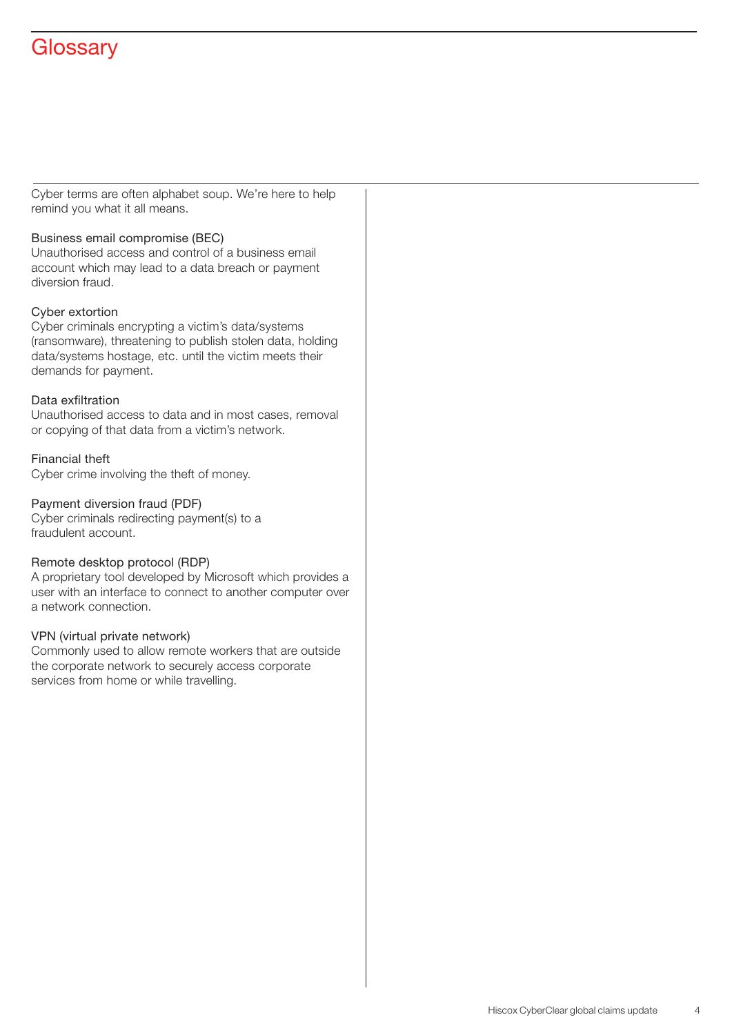# Glossary

Cyber terms are often alphabet soup. We're here to help remind you what it all means.

**Business email compromise (BEC)**
Unauthorised access and control of a business email account which may lead to a data breach or payment diversion fraud.

**Cyber extortion**
Cyber criminals encrypting a victim's data/systems (ransomware), threatening to publish stolen data, holding data/systems hostage, etc. until the victim meets their demands for payment.

**Data exfiltration**
Unauthorised access to data and in most cases, removal or copying of that data from a victim's network.

**Financial theft**
Cyber crime involving the theft of money.

**Payment diversion fraud (PDF)**
Cyber criminals redirecting payment(s) to a fraudulent account.

**Remote desktop protocol (RDP)**
A proprietary tool developed by Microsoft which provides a user with an interface to connect to another computer over a network connection.

**VPN (virtual private network)**
Commonly used to allow remote workers that are outside the corporate network to securely access corporate services from home or while travelling.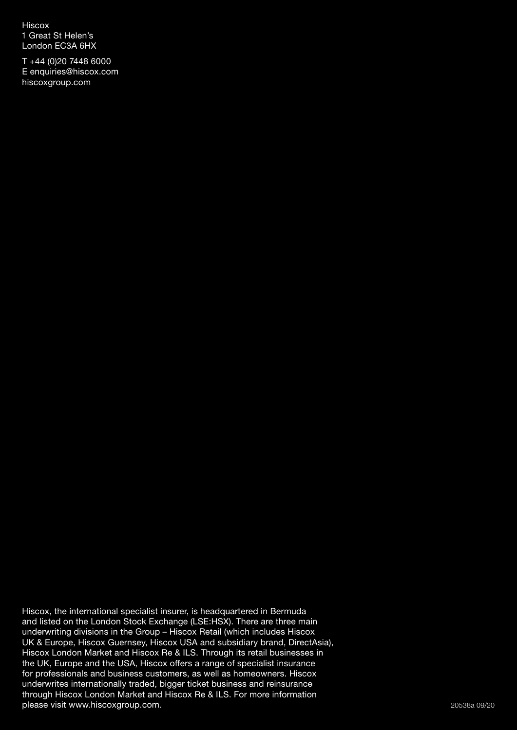Hiscox
1 Great St Helen's
London EC3A 6HX

T +44 (0)20 7448 6000
E enquiries@hiscox.com
hiscoxgroup.com

Hiscox, the international specialist insurer, is headquartered in Bermuda and listed on the London Stock Exchange (LSE:HSX). There are three main underwriting divisions in the Group – Hiscox Retail (which includes Hiscox UK & Europe, Hiscox Guernsey, Hiscox USA and subsidiary brand, DirectAsia), Hiscox London Market and Hiscox Re & ILS. Through its retail businesses in the UK, Europe and the USA, Hiscox offers a range of specialist insurance for professionals and business customers, as well as homeowners. Hiscox underwrites internationally traded, bigger ticket business and reinsurance through Hiscox London Market and Hiscox Re & ILS. For more information please visit www.hiscoxgroup.com.

20538a 09/20